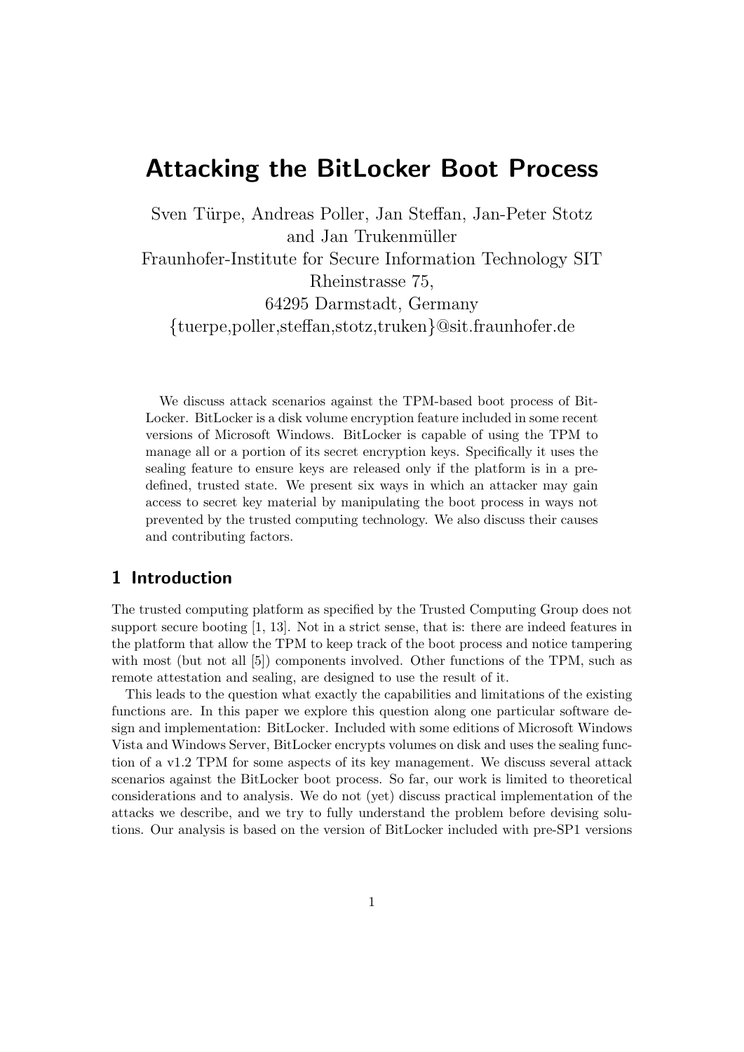# Attacking the BitLocker Boot Process

Sven Türpe, Andreas Poller, Jan Steffan, Jan-Peter Stotz and Jan Trukenmüller

Fraunhofer-Institute for Secure Information Technology SIT
Rheinstrasse 75,
64295 Darmstadt, Germany
{tuerpe,poller,steffan,stotz,truken}@sit.fraunhofer.de

We discuss attack scenarios against the TPM-based boot process of BitLocker. BitLocker is a disk volume encryption feature included in some recent versions of Microsoft Windows. BitLocker is capable of using the TPM to manage all or a portion of its secret encryption keys. Specifically it uses the sealing feature to ensure keys are released only if the platform is in a predefined, trusted state. We present six ways in which an attacker may gain access to secret key material by manipulating the boot process in ways not prevented by the trusted computing technology. We also discuss their causes and contributing factors.

## 1 Introduction

The trusted computing platform as specified by the Trusted Computing Group does not support secure booting [1, 13]. Not in a strict sense, that is: there are indeed features in the platform that allow the TPM to keep track of the boot process and notice tampering with most (but not all [5]) components involved. Other functions of the TPM, such as remote attestation and sealing, are designed to use the result of it.

This leads to the question what exactly the capabilities and limitations of the existing functions are. In this paper we explore this question along one particular software design and implementation: BitLocker. Included with some editions of Microsoft Windows Vista and Windows Server, BitLocker encrypts volumes on disk and uses the sealing function of a v1.2 TPM for some aspects of its key management. We discuss several attack scenarios against the BitLocker boot process. So far, our work is limited to theoretical considerations and to analysis. We do not (yet) discuss practical implementation of the attacks we describe, and we try to fully understand the problem before devising solutions. Our analysis is based on the version of BitLocker included with pre-SP1 versions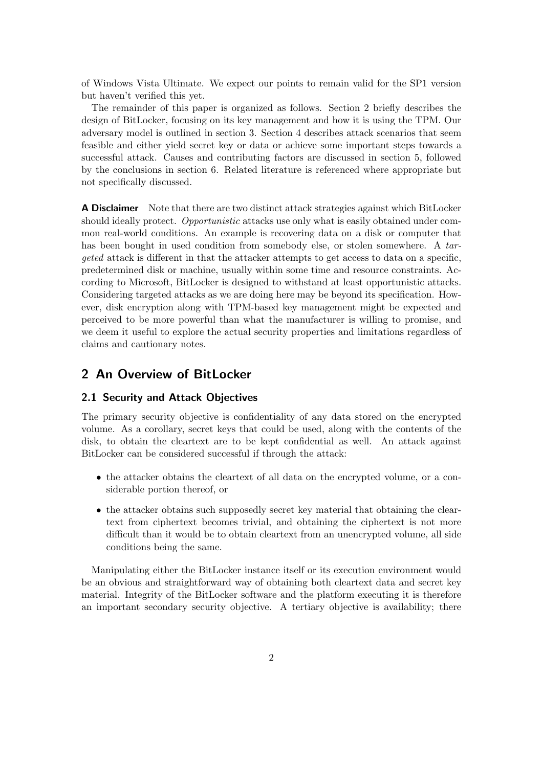of Windows Vista Ultimate. We expect our points to remain valid for the SP1 version but haven't verified this yet.

The remainder of this paper is organized as follows. Section 2 briefly describes the design of BitLocker, focusing on its key management and how it is using the TPM. Our adversary model is outlined in section 3. Section 4 describes attack scenarios that seem feasible and either yield secret key or data or achieve some important steps towards a successful attack. Causes and contributing factors are discussed in section 5, followed by the conclusions in section 6. Related literature is referenced where appropriate but not specifically discussed.

**A Disclaimer** Note that there are two distinct attack strategies against which BitLocker should ideally protect. *Opportunistic* attacks use only what is easily obtained under common real-world conditions. An example is recovering data on a disk or computer that has been bought in used condition from somebody else, or stolen somewhere. A *targeted* attack is different in that the attacker attempts to get access to data on a specific, predetermined disk or machine, usually within some time and resource constraints. According to Microsoft, BitLocker is designed to withstand at least opportunistic attacks. Considering targeted attacks as we are doing here may be beyond its specification. However, disk encryption along with TPM-based key management might be expected and perceived to be more powerful than what the manufacturer is willing to promise, and we deem it useful to explore the actual security properties and limitations regardless of claims and cautionary notes.

## 2 An Overview of BitLocker

### 2.1 Security and Attack Objectives

The primary security objective is confidentiality of any data stored on the encrypted volume. As a corollary, secret keys that could be used, along with the contents of the disk, to obtain the cleartext are to be kept confidential as well. An attack against BitLocker can be considered successful if through the attack:

- the attacker obtains the cleartext of all data on the encrypted volume, or a considerable portion thereof, or
- the attacker obtains such supposedly secret key material that obtaining the cleartext from ciphertext becomes trivial, and obtaining the ciphertext is not more difficult than it would be to obtain cleartext from an unencrypted volume, all side conditions being the same.

Manipulating either the BitLocker instance itself or its execution environment would be an obvious and straightforward way of obtaining both cleartext data and secret key material. Integrity of the BitLocker software and the platform executing it is therefore an important secondary security objective. A tertiary objective is availability; there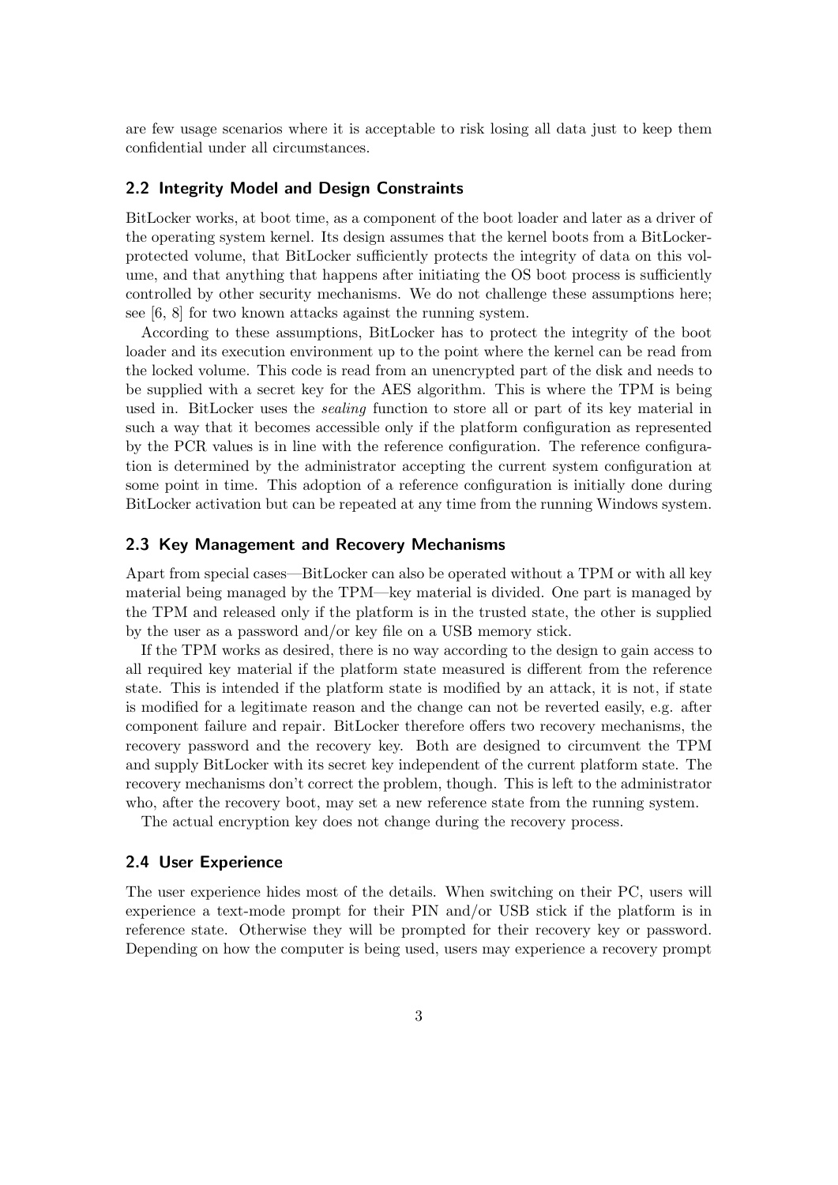are few usage scenarios where it is acceptable to risk losing all data just to keep them confidential under all circumstances.

## 2.2 Integrity Model and Design Constraints

BitLocker works, at boot time, as a component of the boot loader and later as a driver of the operating system kernel. Its design assumes that the kernel boots from a BitLocker-protected volume, that BitLocker sufficiently protects the integrity of data on this volume, and that anything that happens after initiating the OS boot process is sufficiently controlled by other security mechanisms. We do not challenge these assumptions here; see [6, 8] for two known attacks against the running system.

According to these assumptions, BitLocker has to protect the integrity of the boot loader and its execution environment up to the point where the kernel can be read from the locked volume. This code is read from an unencrypted part of the disk and needs to be supplied with a secret key for the AES algorithm. This is where the TPM is being used in. BitLocker uses the *sealing* function to store all or part of its key material in such a way that it becomes accessible only if the platform configuration as represented by the PCR values is in line with the reference configuration. The reference configuration is determined by the administrator accepting the current system configuration at some point in time. This adoption of a reference configuration is initially done during BitLocker activation but can be repeated at any time from the running Windows system.

## 2.3 Key Management and Recovery Mechanisms

Apart from special cases—BitLocker can also be operated without a TPM or with all key material being managed by the TPM—key material is divided. One part is managed by the TPM and released only if the platform is in the trusted state, the other is supplied by the user as a password and/or key file on a USB memory stick.

If the TPM works as desired, there is no way according to the design to gain access to all required key material if the platform state measured is different from the reference state. This is intended if the platform state is modified by an attack, it is not, if state is modified for a legitimate reason and the change can not be reverted easily, e.g. after component failure and repair. BitLocker therefore offers two recovery mechanisms, the recovery password and the recovery key. Both are designed to circumvent the TPM and supply BitLocker with its secret key independent of the current platform state. The recovery mechanisms don't correct the problem, though. This is left to the administrator who, after the recovery boot, may set a new reference state from the running system.

The actual encryption key does not change during the recovery process.

## 2.4 User Experience

The user experience hides most of the details. When switching on their PC, users will experience a text-mode prompt for their PIN and/or USB stick if the platform is in reference state. Otherwise they will be prompted for their recovery key or password. Depending on how the computer is being used, users may experience a recovery prompt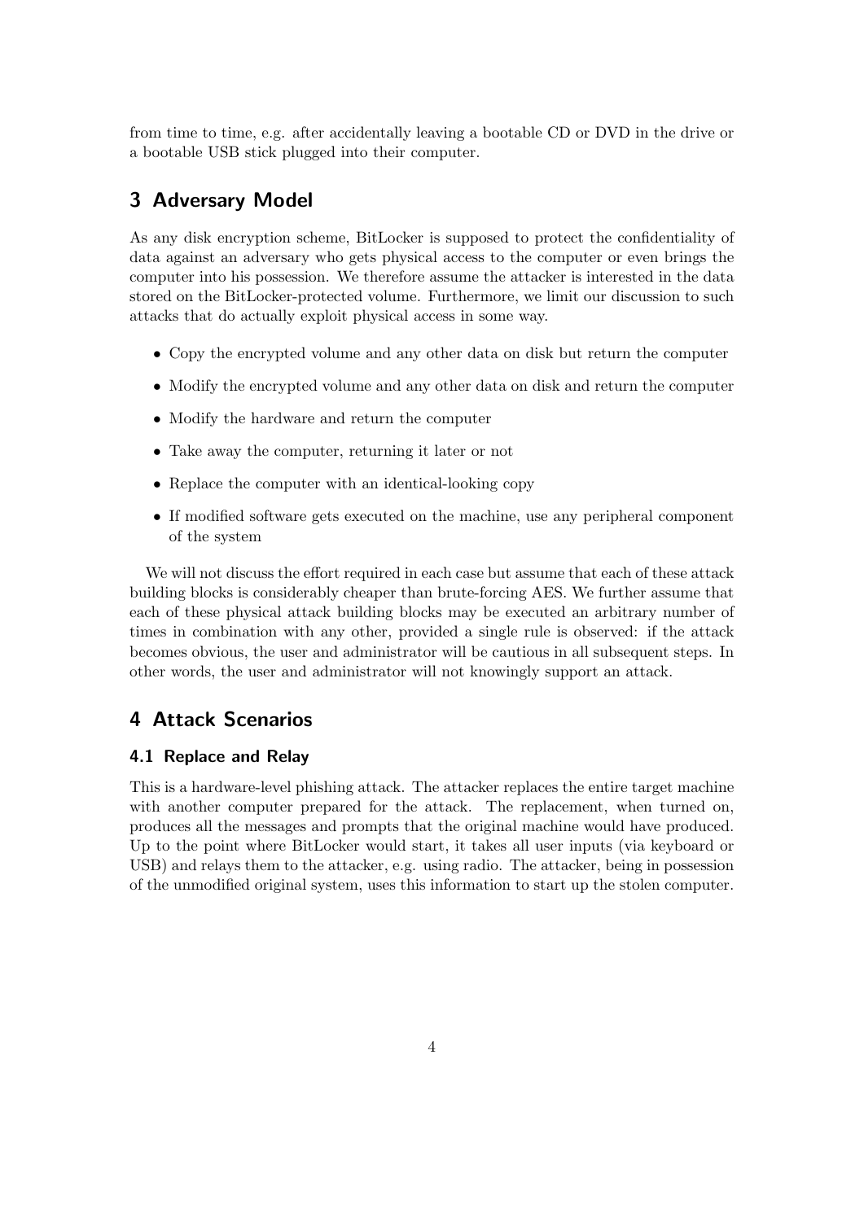from time to time, e.g. after accidentally leaving a bootable CD or DVD in the drive or a bootable USB stick plugged into their computer.

## 3 Adversary Model

As any disk encryption scheme, BitLocker is supposed to protect the confidentiality of data against an adversary who gets physical access to the computer or even brings the computer into his possession. We therefore assume the attacker is interested in the data stored on the BitLocker-protected volume. Furthermore, we limit our discussion to such attacks that do actually exploit physical access in some way.

- Copy the encrypted volume and any other data on disk but return the computer
- Modify the encrypted volume and any other data on disk and return the computer
- Modify the hardware and return the computer
- Take away the computer, returning it later or not
- Replace the computer with an identical-looking copy
- If modified software gets executed on the machine, use any peripheral component of the system

We will not discuss the effort required in each case but assume that each of these attack building blocks is considerably cheaper than brute-forcing AES. We further assume that each of these physical attack building blocks may be executed an arbitrary number of times in combination with any other, provided a single rule is observed: if the attack becomes obvious, the user and administrator will be cautious in all subsequent steps. In other words, the user and administrator will not knowingly support an attack.

## 4 Attack Scenarios

### 4.1 Replace and Relay

This is a hardware-level phishing attack. The attacker replaces the entire target machine with another computer prepared for the attack. The replacement, when turned on, produces all the messages and prompts that the original machine would have produced. Up to the point where BitLocker would start, it takes all user inputs (via keyboard or USB) and relays them to the attacker, e.g. using radio. The attacker, being in possession of the unmodified original system, uses this information to start up the stolen computer.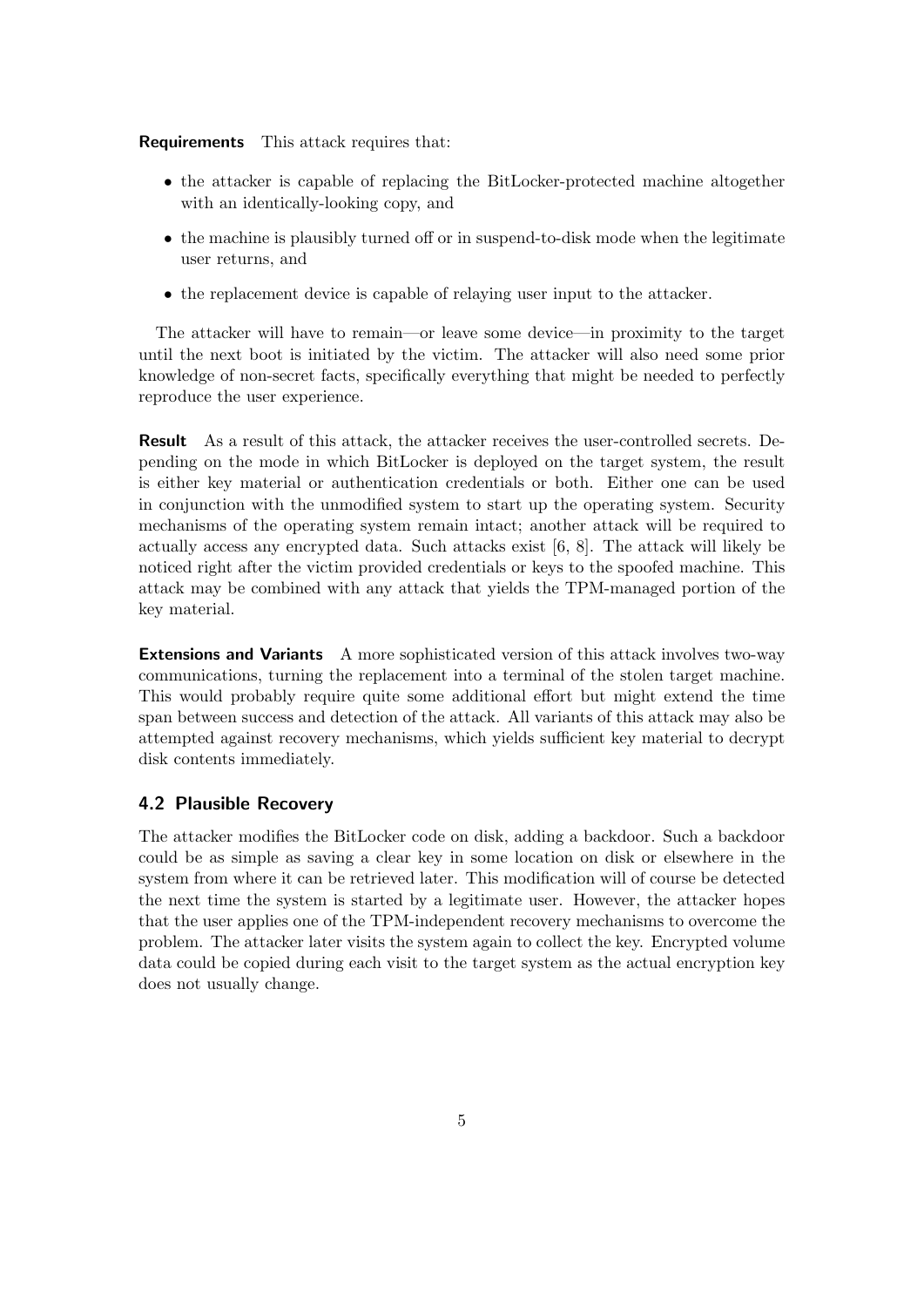**Requirements** This attack requires that:

- the attacker is capable of replacing the BitLocker-protected machine altogether with an identically-looking copy, and
- the machine is plausibly turned off or in suspend-to-disk mode when the legitimate user returns, and
- the replacement device is capable of relaying user input to the attacker.

The attacker will have to remain—or leave some device—in proximity to the target until the next boot is initiated by the victim. The attacker will also need some prior knowledge of non-secret facts, specifically everything that might be needed to perfectly reproduce the user experience.

**Result** As a result of this attack, the attacker receives the user-controlled secrets. Depending on the mode in which BitLocker is deployed on the target system, the result is either key material or authentication credentials or both. Either one can be used in conjunction with the unmodified system to start up the operating system. Security mechanisms of the operating system remain intact; another attack will be required to actually access any encrypted data. Such attacks exist [6, 8]. The attack will likely be noticed right after the victim provided credentials or keys to the spoofed machine. This attack may be combined with any attack that yields the TPM-managed portion of the key material.

**Extensions and Variants** A more sophisticated version of this attack involves two-way communications, turning the replacement into a terminal of the stolen target machine. This would probably require quite some additional effort but might extend the time span between success and detection of the attack. All variants of this attack may also be attempted against recovery mechanisms, which yields sufficient key material to decrypt disk contents immediately.

### 4.2 Plausible Recovery

The attacker modifies the BitLocker code on disk, adding a backdoor. Such a backdoor could be as simple as saving a clear key in some location on disk or elsewhere in the system from where it can be retrieved later. This modification will of course be detected the next time the system is started by a legitimate user. However, the attacker hopes that the user applies one of the TPM-independent recovery mechanisms to overcome the problem. The attacker later visits the system again to collect the key. Encrypted volume data could be copied during each visit to the target system as the actual encryption key does not usually change.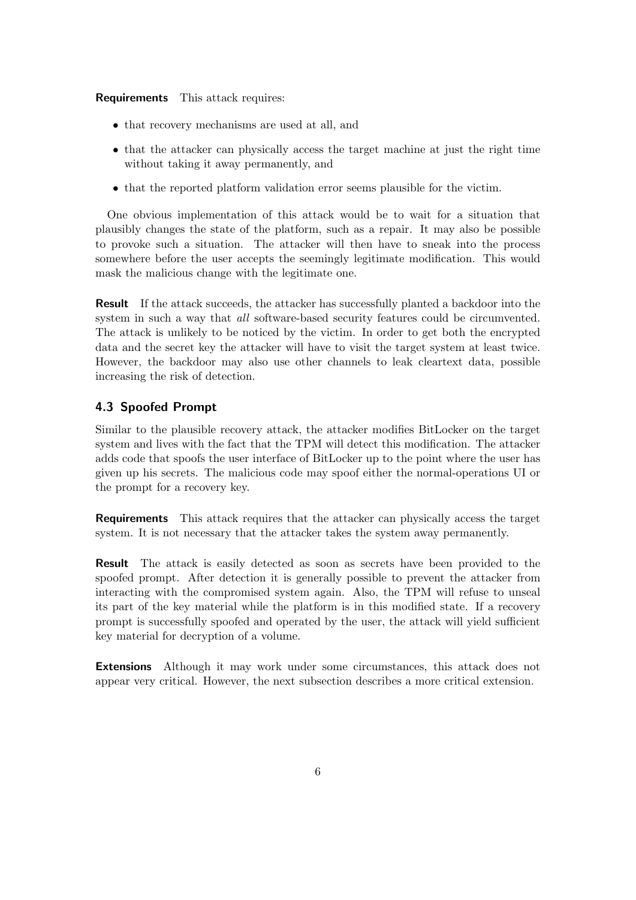**Requirements** This attack requires:

- that recovery mechanisms are used at all, and
- that the attacker can physically access the target machine at just the right time without taking it away permanently, and
- that the reported platform validation error seems plausible for the victim.

One obvious implementation of this attack would be to wait for a situation that plausibly changes the state of the platform, such as a repair. It may also be possible to provoke such a situation. The attacker will then have to sneak into the process somewhere before the user accepts the seemingly legitimate modification. This would mask the malicious change with the legitimate one.

**Result** If the attack succeeds, the attacker has successfully planted a backdoor into the system in such a way that *all* software-based security features could be circumvented. The attack is unlikely to be noticed by the victim. In order to get both the encrypted data and the secret key the attacker will have to visit the target system at least twice. However, the backdoor may also use other channels to leak cleartext data, possible increasing the risk of detection.

### 4.3 Spoofed Prompt

Similar to the plausible recovery attack, the attacker modifies BitLocker on the target system and lives with the fact that the TPM will detect this modification. The attacker adds code that spoofs the user interface of BitLocker up to the point where the user has given up his secrets. The malicious code may spoof either the normal-operations UI or the prompt for a recovery key.

**Requirements** This attack requires that the attacker can physically access the target system. It is not necessary that the attacker takes the system away permanently.

**Result** The attack is easily detected as soon as secrets have been provided to the spoofed prompt. After detection it is generally possible to prevent the attacker from interacting with the compromised system again. Also, the TPM will refuse to unseal its part of the key material while the platform is in this modified state. If a recovery prompt is successfully spoofed and operated by the user, the attack will yield sufficient key material for decryption of a volume.

**Extensions** Although it may work under some circumstances, this attack does not appear very critical. However, the next subsection describes a more critical extension.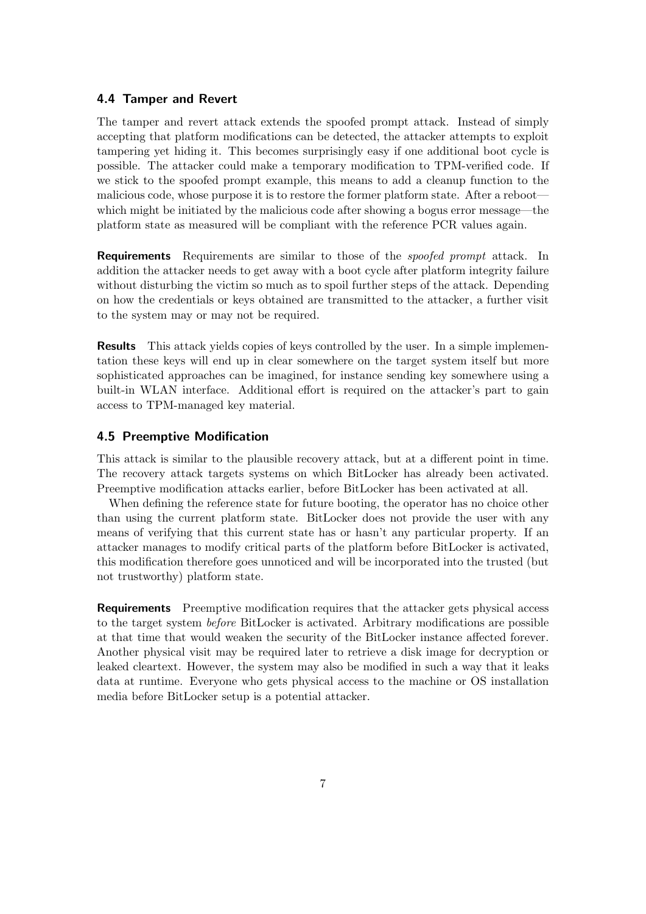### 4.4 Tamper and Revert

The tamper and revert attack extends the spoofed prompt attack. Instead of simply accepting that platform modifications can be detected, the attacker attempts to exploit tampering yet hiding it. This becomes surprisingly easy if one additional boot cycle is possible. The attacker could make a temporary modification to TPM-verified code. If we stick to the spoofed prompt example, this means to add a cleanup function to the malicious code, whose purpose it is to restore the former platform state. After a reboot—which might be initiated by the malicious code after showing a bogus error message—the platform state as measured will be compliant with the reference PCR values again.

**Requirements** Requirements are similar to those of the *spoofed prompt* attack. In addition the attacker needs to get away with a boot cycle after platform integrity failure without disturbing the victim so much as to spoil further steps of the attack. Depending on how the credentials or keys obtained are transmitted to the attacker, a further visit to the system may or may not be required.

**Results** This attack yields copies of keys controlled by the user. In a simple implementation these keys will end up in clear somewhere on the target system itself but more sophisticated approaches can be imagined, for instance sending key somewhere using a built-in WLAN interface. Additional effort is required on the attacker's part to gain access to TPM-managed key material.

### 4.5 Preemptive Modification

This attack is similar to the plausible recovery attack, but at a different point in time. The recovery attack targets systems on which BitLocker has already been activated. Preemptive modification attacks earlier, before BitLocker has been activated at all.

When defining the reference state for future booting, the operator has no choice other than using the current platform state. BitLocker does not provide the user with any means of verifying that this current state has or hasn't any particular property. If an attacker manages to modify critical parts of the platform before BitLocker is activated, this modification therefore goes unnoticed and will be incorporated into the trusted (but not trustworthy) platform state.

**Requirements** Preemptive modification requires that the attacker gets physical access to the target system *before* BitLocker is activated. Arbitrary modifications are possible at that time that would weaken the security of the BitLocker instance affected forever. Another physical visit may be required later to retrieve a disk image for decryption or leaked cleartext. However, the system may also be modified in such a way that it leaks data at runtime. Everyone who gets physical access to the machine or OS installation media before BitLocker setup is a potential attacker.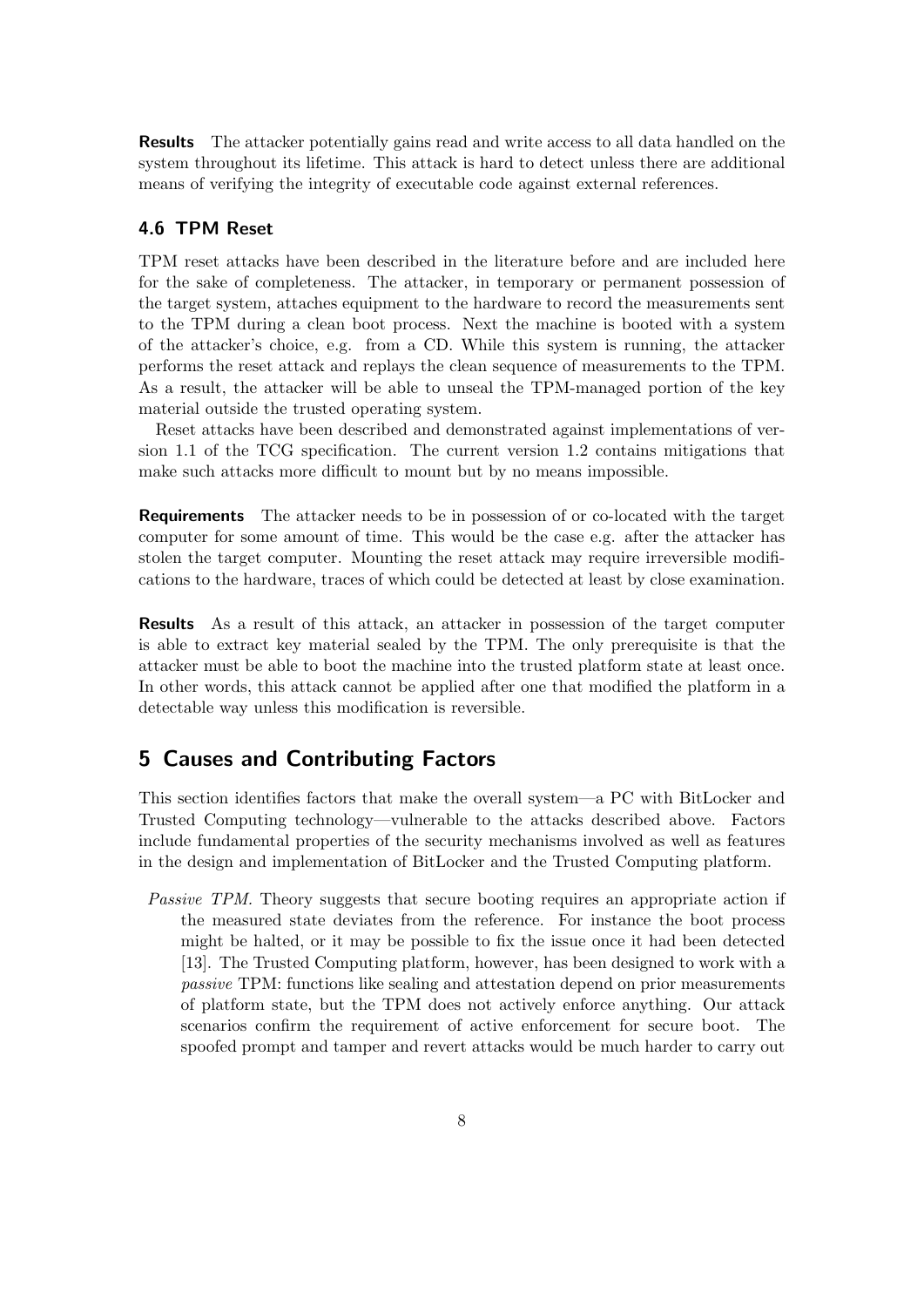**Results** The attacker potentially gains read and write access to all data handled on the system throughout its lifetime. This attack is hard to detect unless there are additional means of verifying the integrity of executable code against external references.

### 4.6 TPM Reset

TPM reset attacks have been described in the literature before and are included here for the sake of completeness. The attacker, in temporary or permanent possession of the target system, attaches equipment to the hardware to record the measurements sent to the TPM during a clean boot process. Next the machine is booted with a system of the attacker's choice, e.g. from a CD. While this system is running, the attacker performs the reset attack and replays the clean sequence of measurements to the TPM. As a result, the attacker will be able to unseal the TPM-managed portion of the key material outside the trusted operating system.

Reset attacks have been described and demonstrated against implementations of version 1.1 of the TCG specification. The current version 1.2 contains mitigations that make such attacks more difficult to mount but by no means impossible.

**Requirements** The attacker needs to be in possession of or co-located with the target computer for some amount of time. This would be the case e.g. after the attacker has stolen the target computer. Mounting the reset attack may require irreversible modifications to the hardware, traces of which could be detected at least by close examination.

**Results** As a result of this attack, an attacker in possession of the target computer is able to extract key material sealed by the TPM. The only prerequisite is that the attacker must be able to boot the machine into the trusted platform state at least once. In other words, this attack cannot be applied after one that modified the platform in a detectable way unless this modification is reversible.

## 5 Causes and Contributing Factors

This section identifies factors that make the overall system—a PC with BitLocker and Trusted Computing technology—vulnerable to the attacks described above. Factors include fundamental properties of the security mechanisms involved as well as features in the design and implementation of BitLocker and the Trusted Computing platform.

*Passive TPM.* Theory suggests that secure booting requires an appropriate action if the measured state deviates from the reference. For instance the boot process might be halted, or it may be possible to fix the issue once it had been detected [13]. The Trusted Computing platform, however, has been designed to work with a *passive* TPM: functions like sealing and attestation depend on prior measurements of platform state, but the TPM does not actively enforce anything. Our attack scenarios confirm the requirement of active enforcement for secure boot. The spoofed prompt and tamper and revert attacks would be much harder to carry out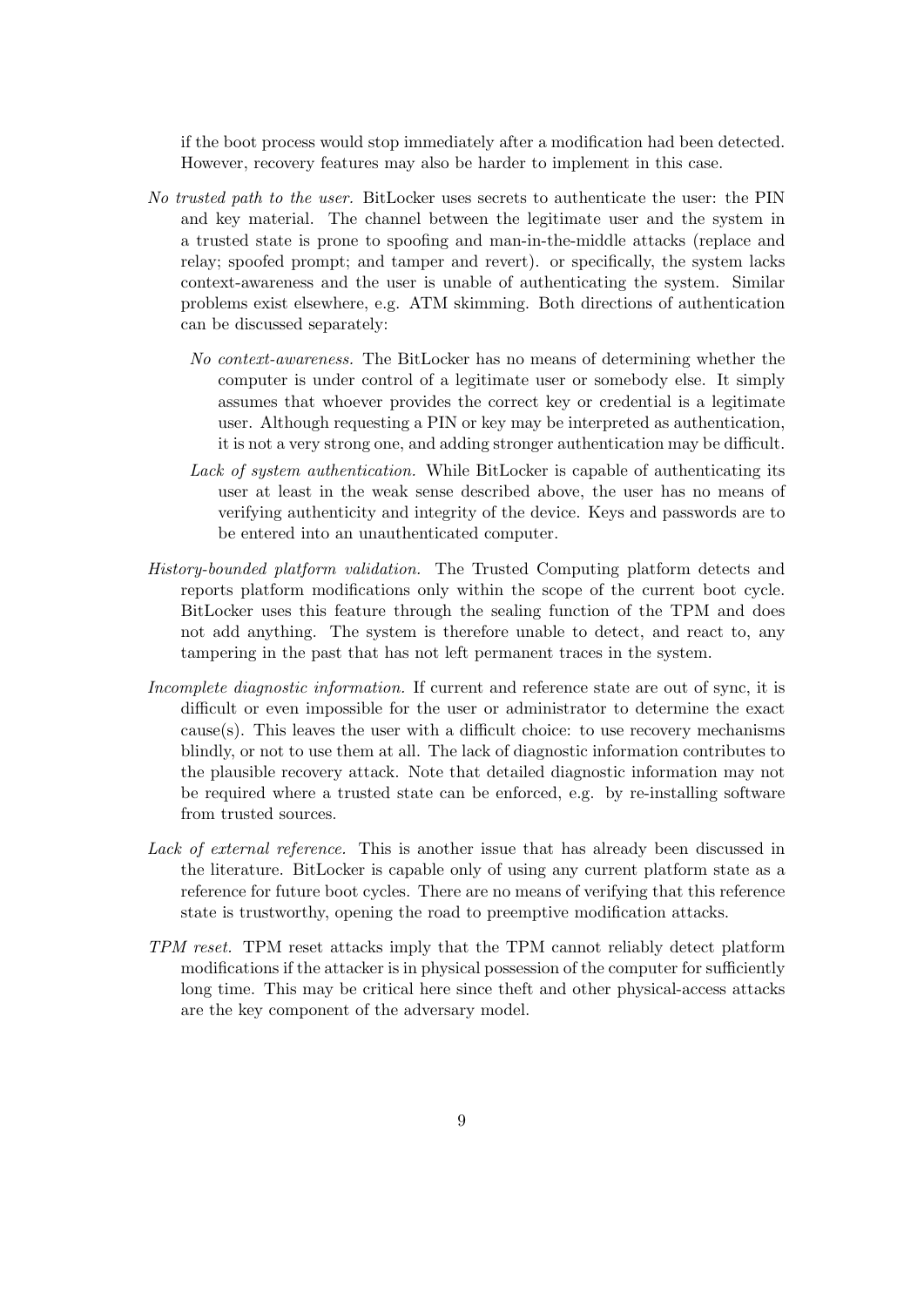if the boot process would stop immediately after a modification had been detected. However, recovery features may also be harder to implement in this case.

*No trusted path to the user.* BitLocker uses secrets to authenticate the user: the PIN and key material. The channel between the legitimate user and the system in a trusted state is prone to spoofing and man-in-the-middle attacks (replace and relay; spoofed prompt; and tamper and revert). or specifically, the system lacks context-awareness and the user is unable of authenticating the system. Similar problems exist elsewhere, e.g. ATM skimming. Both directions of authentication can be discussed separately:

> *No context-awareness.* The BitLocker has no means of determining whether the computer is under control of a legitimate user or somebody else. It simply assumes that whoever provides the correct key or credential is a legitimate user. Although requesting a PIN or key may be interpreted as authentication, it is not a very strong one, and adding stronger authentication may be difficult.
>
> *Lack of system authentication.* While BitLocker is capable of authenticating its user at least in the weak sense described above, the user has no means of verifying authenticity and integrity of the device. Keys and passwords are to be entered into an unauthenticated computer.

*History-bounded platform validation.* The Trusted Computing platform detects and reports platform modifications only within the scope of the current boot cycle. BitLocker uses this feature through the sealing function of the TPM and does not add anything. The system is therefore unable to detect, and react to, any tampering in the past that has not left permanent traces in the system.

*Incomplete diagnostic information.* If current and reference state are out of sync, it is difficult or even impossible for the user or administrator to determine the exact cause(s). This leaves the user with a difficult choice: to use recovery mechanisms blindly, or not to use them at all. The lack of diagnostic information contributes to the plausible recovery attack. Note that detailed diagnostic information may not be required where a trusted state can be enforced, e.g. by re-installing software from trusted sources.

*Lack of external reference.* This is another issue that has already been discussed in the literature. BitLocker is capable only of using any current platform state as a reference for future boot cycles. There are no means of verifying that this reference state is trustworthy, opening the road to preemptive modification attacks.

*TPM reset.* TPM reset attacks imply that the TPM cannot reliably detect platform modifications if the attacker is in physical possession of the computer for sufficiently long time. This may be critical here since theft and other physical-access attacks are the key component of the adversary model.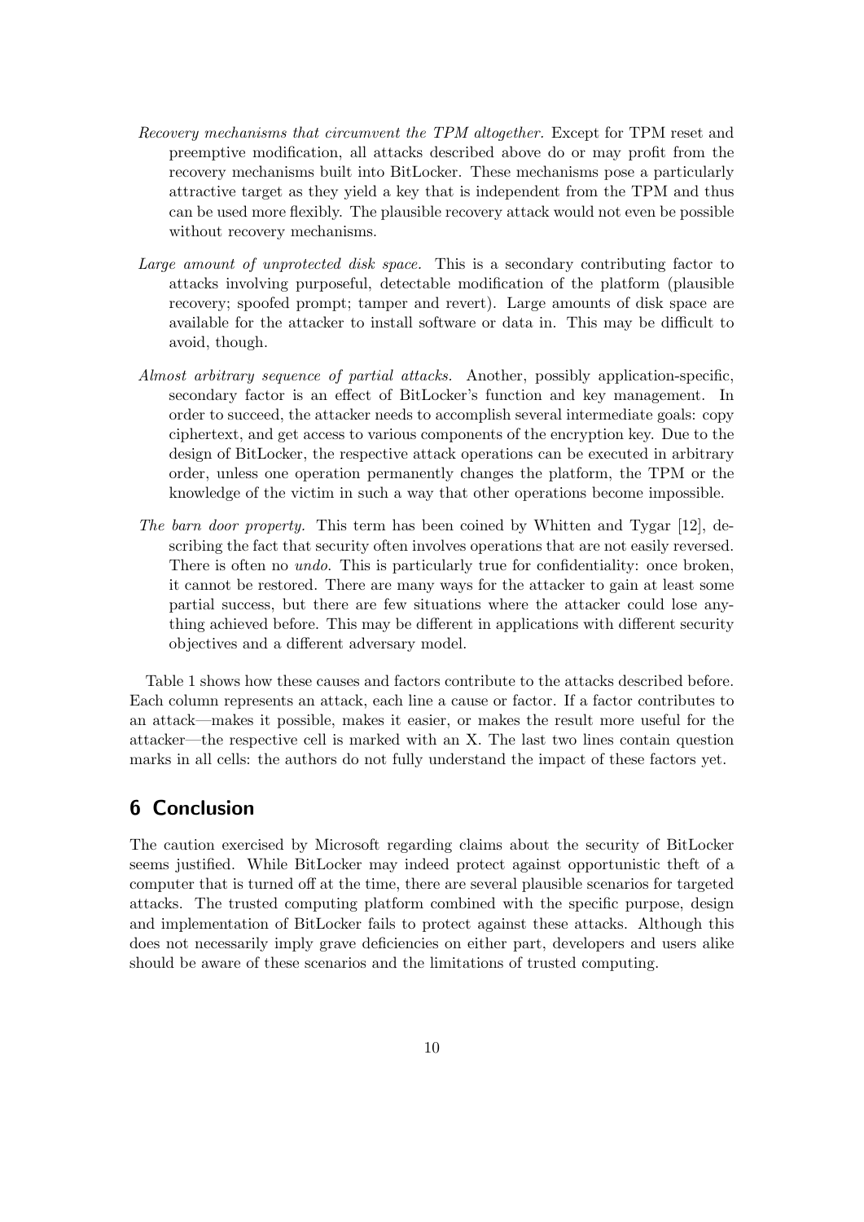*Recovery mechanisms that circumvent the TPM altogether.* Except for TPM reset and preemptive modification, all attacks described above do or may profit from the recovery mechanisms built into BitLocker. These mechanisms pose a particularly attractive target as they yield a key that is independent from the TPM and thus can be used more flexibly. The plausible recovery attack would not even be possible without recovery mechanisms.

*Large amount of unprotected disk space.* This is a secondary contributing factor to attacks involving purposeful, detectable modification of the platform (plausible recovery; spoofed prompt; tamper and revert). Large amounts of disk space are available for the attacker to install software or data in. This may be difficult to avoid, though.

*Almost arbitrary sequence of partial attacks.* Another, possibly application-specific, secondary factor is an effect of BitLocker's function and key management. In order to succeed, the attacker needs to accomplish several intermediate goals: copy ciphertext, and get access to various components of the encryption key. Due to the design of BitLocker, the respective attack operations can be executed in arbitrary order, unless one operation permanently changes the platform, the TPM or the knowledge of the victim in such a way that other operations become impossible.

*The barn door property.* This term has been coined by Whitten and Tygar [12], describing the fact that security often involves operations that are not easily reversed. There is often no *undo*. This is particularly true for confidentiality: once broken, it cannot be restored. There are many ways for the attacker to gain at least some partial success, but there are few situations where the attacker could lose anything achieved before. This may be different in applications with different security objectives and a different adversary model.

Table 1 shows how these causes and factors contribute to the attacks described before. Each column represents an attack, each line a cause or factor. If a factor contributes to an attack—makes it possible, makes it easier, or makes the result more useful for the attacker—the respective cell is marked with an X. The last two lines contain question marks in all cells: the authors do not fully understand the impact of these factors yet.

## 6 Conclusion

The caution exercised by Microsoft regarding claims about the security of BitLocker seems justified. While BitLocker may indeed protect against opportunistic theft of a computer that is turned off at the time, there are several plausible scenarios for targeted attacks. The trusted computing platform combined with the specific purpose, design and implementation of BitLocker fails to protect against these attacks. Although this does not necessarily imply grave deficiencies on either part, developers and users alike should be aware of these scenarios and the limitations of trusted computing.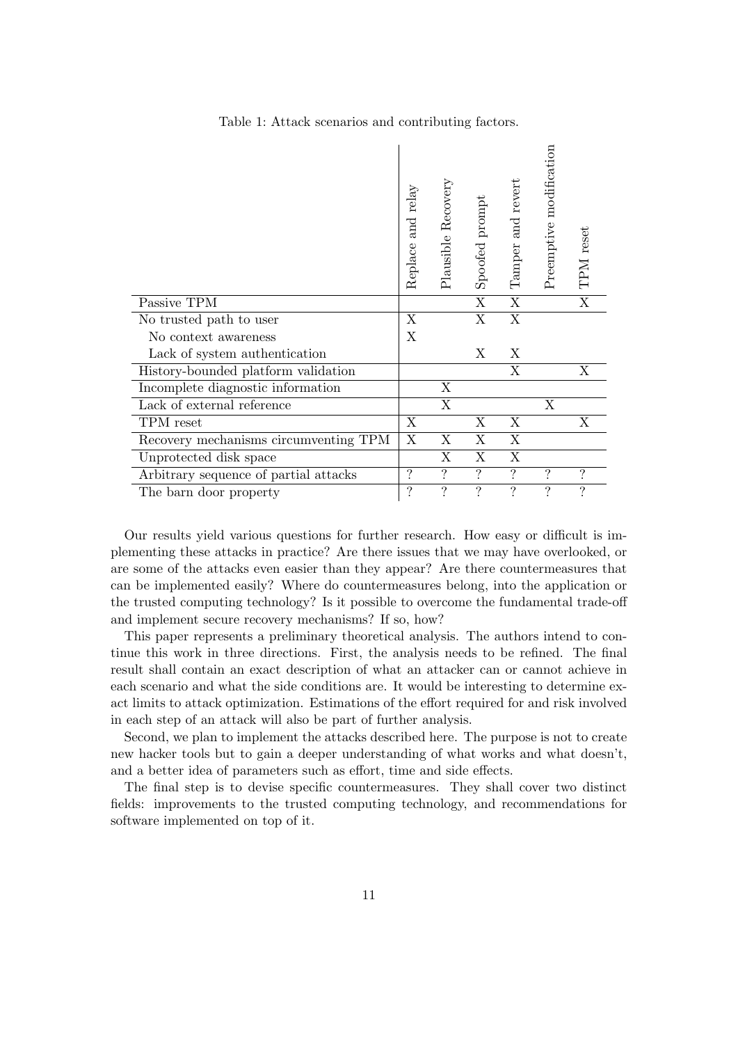Table 1: Attack scenarios and contributing factors.

| | Replace and relay | Plausible Recovery | Spoofed prompt | Tamper and revert | Preemptive modification | TPM reset |
|---|---|---|---|---|---|---|
| Passive TPM | | | X | X | | X |
| No trusted path to user | X | | X | X | | |
| No context awareness | X | | | | | |
| Lack of system authentication | | | X | X | | |
| History-bounded platform validation | | | | X | | X |
| Incomplete diagnostic information | | X | | | | |
| Lack of external reference | | X | | | X | |
| TPM reset | X | | X | X | | X |
| Recovery mechanisms circumventing TPM | X | X | X | X | | |
| Unprotected disk space | | X | X | X | | |
| Arbitrary sequence of partial attacks | ? | ? | ? | ? | ? | ? |
| The barn door property | ? | ? | ? | ? | ? | ? |

Our results yield various questions for further research. How easy or difficult is implementing these attacks in practice? Are there issues that we may have overlooked, or are some of the attacks even easier than they appear? Are there countermeasures that can be implemented easily? Where do countermeasures belong, into the application or the trusted computing technology? Is it possible to overcome the fundamental trade-off and implement secure recovery mechanisms? If so, how?

This paper represents a preliminary theoretical analysis. The authors intend to continue this work in three directions. First, the analysis needs to be refined. The final result shall contain an exact description of what an attacker can or cannot achieve in each scenario and what the side conditions are. It would be interesting to determine exact limits to attack optimization. Estimations of the effort required for and risk involved in each step of an attack will also be part of further analysis.

Second, we plan to implement the attacks described here. The purpose is not to create new hacker tools but to gain a deeper understanding of what works and what doesn't, and a better idea of parameters such as effort, time and side effects.

The final step is to devise specific countermeasures. They shall cover two distinct fields: improvements to the trusted computing technology, and recommendations for software implemented on top of it.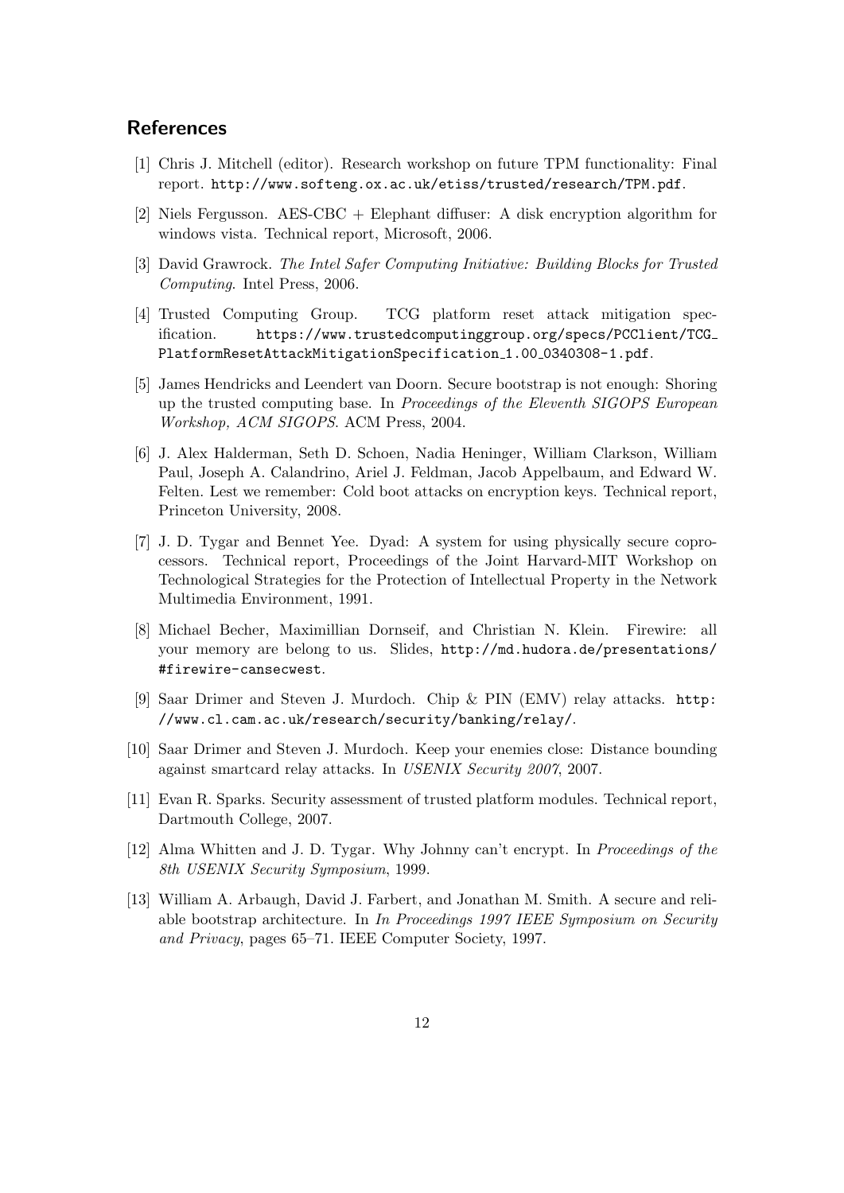## References

[1] Chris J. Mitchell (editor). Research workshop on future TPM functionality: Final report. http://www.softeng.ox.ac.uk/etiss/trusted/research/TPM.pdf.

[2] Niels Fergusson. AES-CBC + Elephant diffuser: A disk encryption algorithm for windows vista. Technical report, Microsoft, 2006.

[3] David Grawrock. *The Intel Safer Computing Initiative: Building Blocks for Trusted Computing*. Intel Press, 2006.

[4] Trusted Computing Group. TCG platform reset attack mitigation specification. https://www.trustedcomputinggroup.org/specs/PCClient/TCG_PlatformResetAttackMitigationSpecification_1.00_0340308-1.pdf.

[5] James Hendricks and Leendert van Doorn. Secure bootstrap is not enough: Shoring up the trusted computing base. In *Proceedings of the Eleventh SIGOPS European Workshop, ACM SIGOPS*. ACM Press, 2004.

[6] J. Alex Halderman, Seth D. Schoen, Nadia Heninger, William Clarkson, William Paul, Joseph A. Calandrino, Ariel J. Feldman, Jacob Appelbaum, and Edward W. Felten. Lest we remember: Cold boot attacks on encryption keys. Technical report, Princeton University, 2008.

[7] J. D. Tygar and Bennet Yee. Dyad: A system for using physically secure coprocessors. Technical report, Proceedings of the Joint Harvard-MIT Workshop on Technological Strategies for the Protection of Intellectual Property in the Network Multimedia Environment, 1991.

[8] Michael Becher, Maximillian Dornseif, and Christian N. Klein. Firewire: all your memory are belong to us. Slides, http://md.hudora.de/presentations/#firewire-cansecwest.

[9] Saar Drimer and Steven J. Murdoch. Chip & PIN (EMV) relay attacks. http://www.cl.cam.ac.uk/research/security/banking/relay/.

[10] Saar Drimer and Steven J. Murdoch. Keep your enemies close: Distance bounding against smartcard relay attacks. In *USENIX Security 2007*, 2007.

[11] Evan R. Sparks. Security assessment of trusted platform modules. Technical report, Dartmouth College, 2007.

[12] Alma Whitten and J. D. Tygar. Why Johnny can't encrypt. In *Proceedings of the 8th USENIX Security Symposium*, 1999.

[13] William A. Arbaugh, David J. Farbert, and Jonathan M. Smith. A secure and reliable bootstrap architecture. In *In Proceedings 1997 IEEE Symposium on Security and Privacy*, pages 65–71. IEEE Computer Society, 1997.